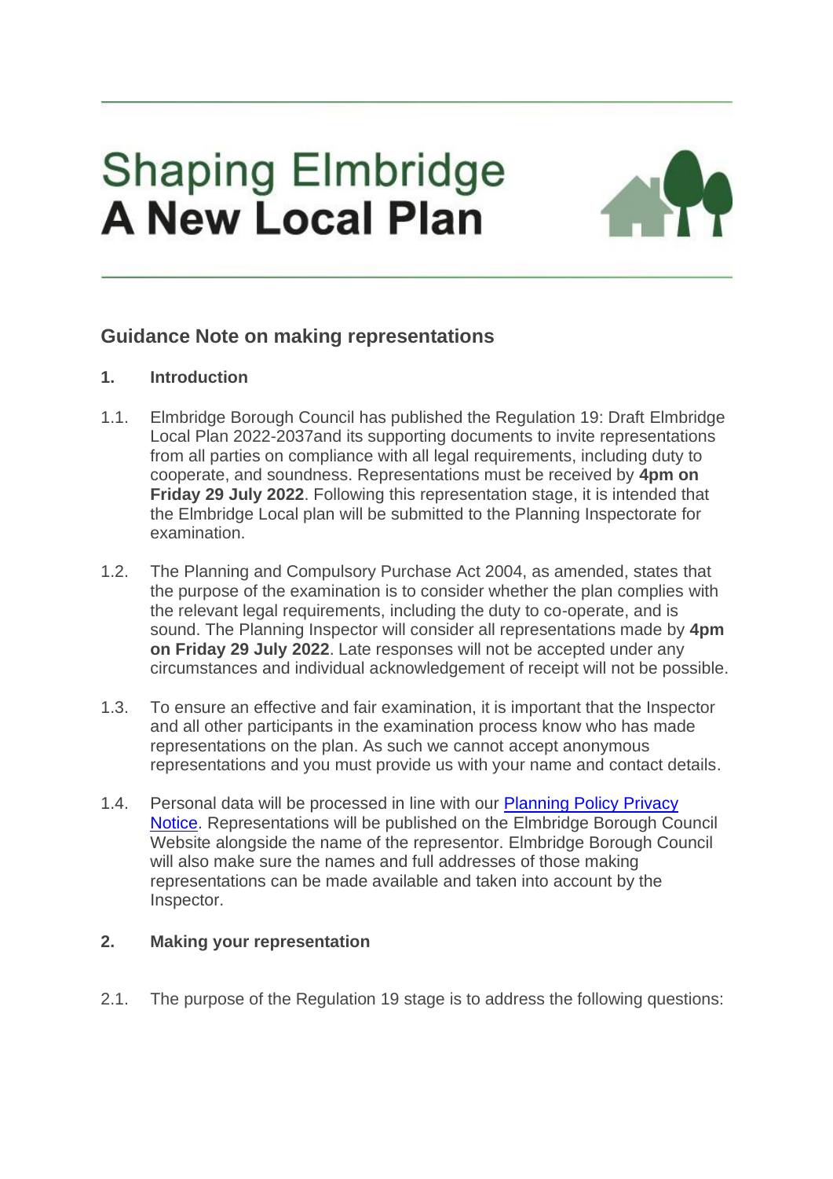# Shaping Elmbridge
# A New Local Plan

## Guidance Note on making representations

### 1. Introduction

1.1. Elmbridge Borough Council has published the Regulation 19: Draft Elmbridge Local Plan 2022-2037and its supporting documents to invite representations from all parties on compliance with all legal requirements, including duty to cooperate, and soundness. Representations must be received by **4pm on Friday 29 July 2022**. Following this representation stage, it is intended that the Elmbridge Local plan will be submitted to the Planning Inspectorate for examination.

1.2. The Planning and Compulsory Purchase Act 2004, as amended, states that the purpose of the examination is to consider whether the plan complies with the relevant legal requirements, including the duty to co-operate, and is sound. The Planning Inspector will consider all representations made by **4pm on Friday 29 July 2022**. Late responses will not be accepted under any circumstances and individual acknowledgement of receipt will not be possible.

1.3. To ensure an effective and fair examination, it is important that the Inspector and all other participants in the examination process know who has made representations on the plan. As such we cannot accept anonymous representations and you must provide us with your name and contact details.

1.4. Personal data will be processed in line with our Planning Policy Privacy Notice. Representations will be published on the Elmbridge Borough Council Website alongside the name of the representor. Elmbridge Borough Council will also make sure the names and full addresses of those making representations can be made available and taken into account by the Inspector.

### 2. Making your representation

2.1. The purpose of the Regulation 19 stage is to address the following questions: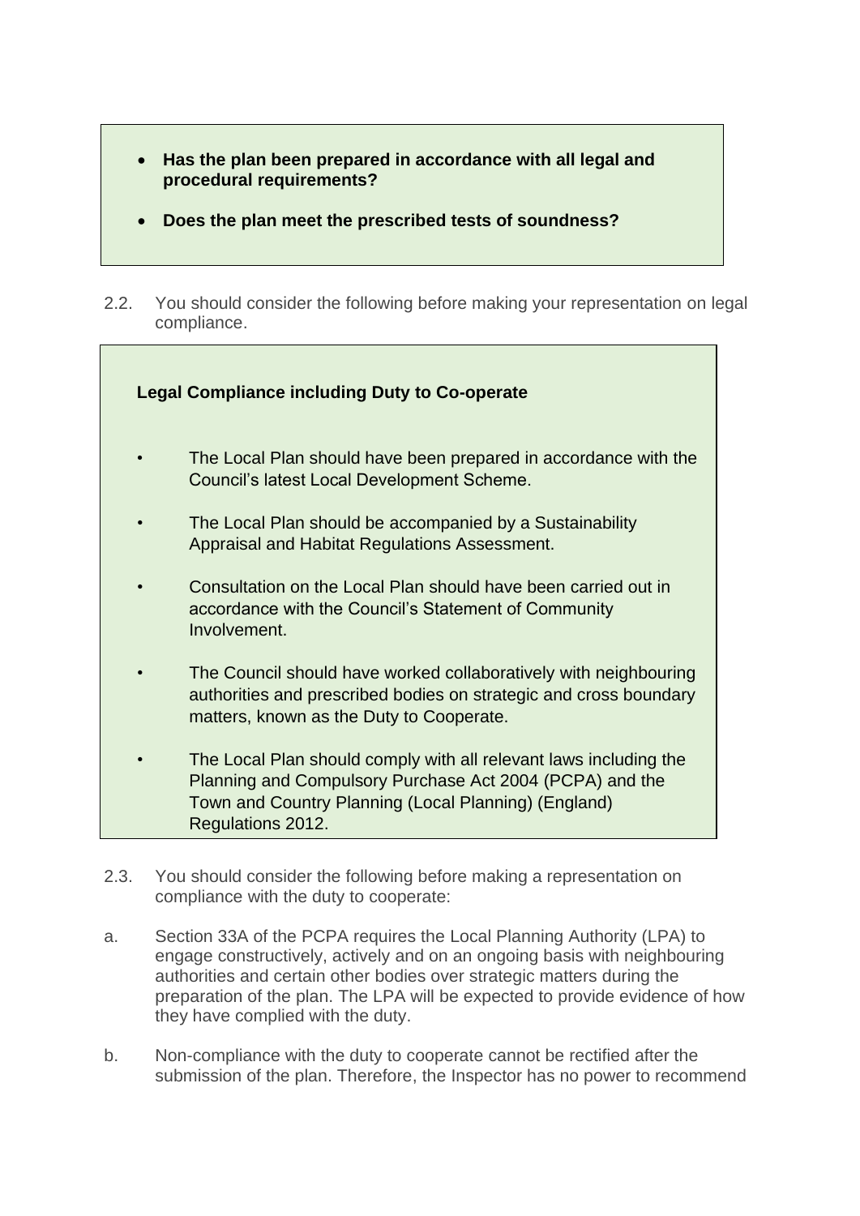- **Has the plan been prepared in accordance with all legal and procedural requirements?**
- **Does the plan meet the prescribed tests of soundness?**

2.2. You should consider the following before making your representation on legal compliance.

**Legal Compliance including Duty to Co-operate**

- The Local Plan should have been prepared in accordance with the Council's latest Local Development Scheme.
- The Local Plan should be accompanied by a Sustainability Appraisal and Habitat Regulations Assessment.
- Consultation on the Local Plan should have been carried out in accordance with the Council's Statement of Community Involvement.
- The Council should have worked collaboratively with neighbouring authorities and prescribed bodies on strategic and cross boundary matters, known as the Duty to Cooperate.
- The Local Plan should comply with all relevant laws including the Planning and Compulsory Purchase Act 2004 (PCPA) and the Town and Country Planning (Local Planning) (England) Regulations 2012.

2.3. You should consider the following before making a representation on compliance with the duty to cooperate:

a. Section 33A of the PCPA requires the Local Planning Authority (LPA) to engage constructively, actively and on an ongoing basis with neighbouring authorities and certain other bodies over strategic matters during the preparation of the plan. The LPA will be expected to provide evidence of how they have complied with the duty.

b. Non-compliance with the duty to cooperate cannot be rectified after the submission of the plan. Therefore, the Inspector has no power to recommend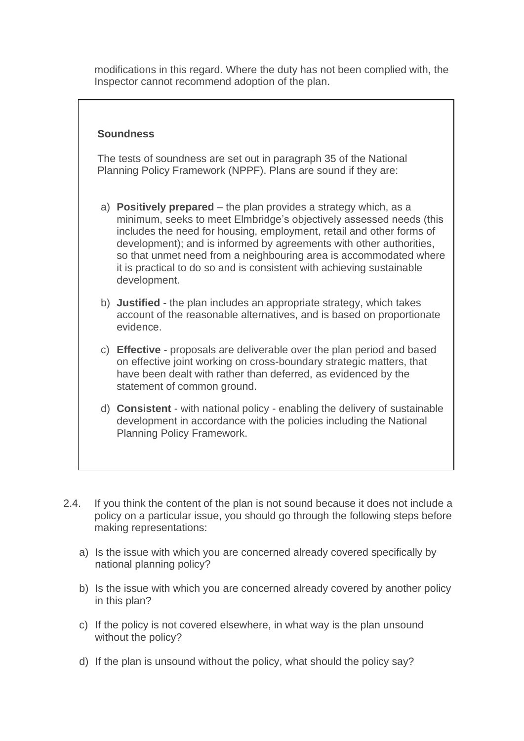modifications in this regard. Where the duty has not been complied with, the Inspector cannot recommend adoption of the plan.

**Soundness**

The tests of soundness are set out in paragraph 35 of the National Planning Policy Framework (NPPF). Plans are sound if they are:

a) **Positively prepared** – the plan provides a strategy which, as a minimum, seeks to meet Elmbridge's objectively assessed needs (this includes the need for housing, employment, retail and other forms of development); and is informed by agreements with other authorities, so that unmet need from a neighbouring area is accommodated where it is practical to do so and is consistent with achieving sustainable development.

b) **Justified** - the plan includes an appropriate strategy, which takes account of the reasonable alternatives, and is based on proportionate evidence.

c) **Effective** - proposals are deliverable over the plan period and based on effective joint working on cross-boundary strategic matters, that have been dealt with rather than deferred, as evidenced by the statement of common ground.

d) **Consistent** - with national policy - enabling the delivery of sustainable development in accordance with the policies including the National Planning Policy Framework.

2.4. If you think the content of the plan is not sound because it does not include a policy on a particular issue, you should go through the following steps before making representations:

a) Is the issue with which you are concerned already covered specifically by national planning policy?

b) Is the issue with which you are concerned already covered by another policy in this plan?

c) If the policy is not covered elsewhere, in what way is the plan unsound without the policy?

d) If the plan is unsound without the policy, what should the policy say?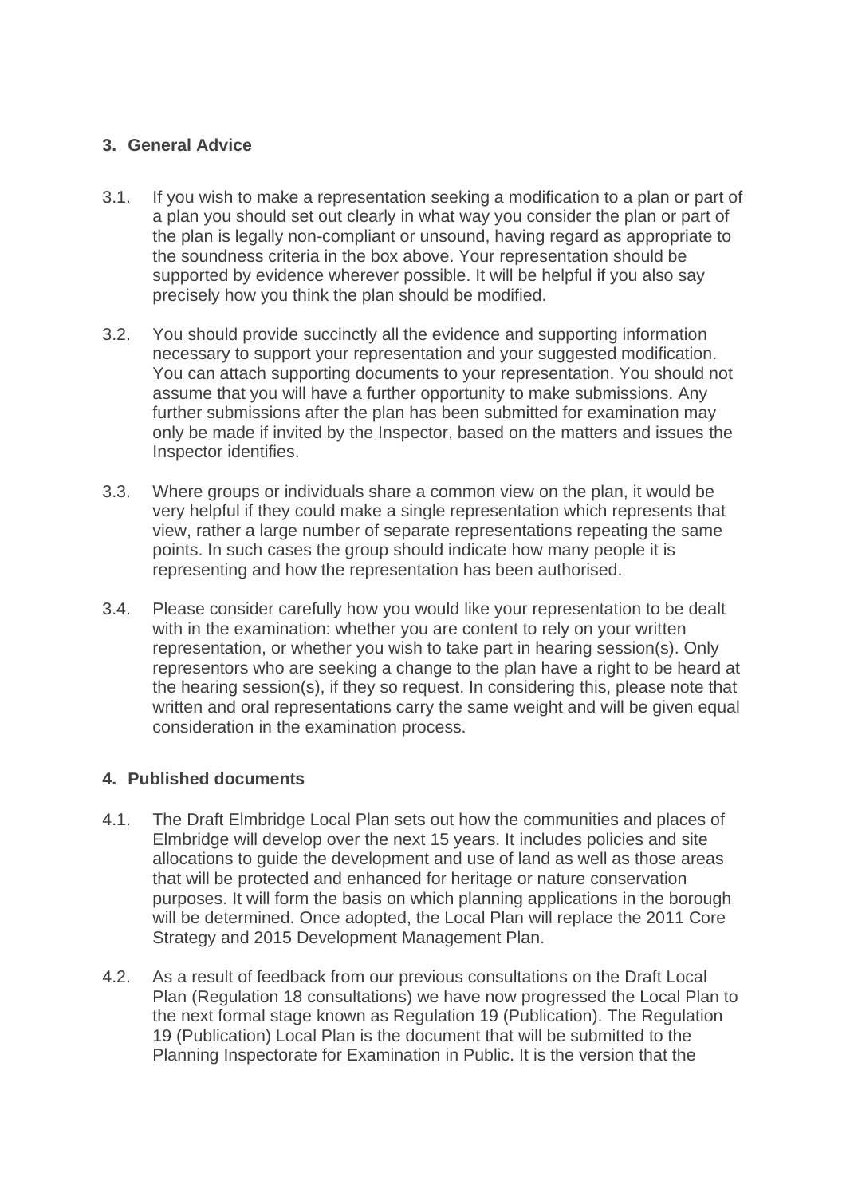## 3. General Advice

3.1. If you wish to make a representation seeking a modification to a plan or part of a plan you should set out clearly in what way you consider the plan or part of the plan is legally non-compliant or unsound, having regard as appropriate to the soundness criteria in the box above. Your representation should be supported by evidence wherever possible. It will be helpful if you also say precisely how you think the plan should be modified.

3.2. You should provide succinctly all the evidence and supporting information necessary to support your representation and your suggested modification. You can attach supporting documents to your representation. You should not assume that you will have a further opportunity to make submissions. Any further submissions after the plan has been submitted for examination may only be made if invited by the Inspector, based on the matters and issues the Inspector identifies.

3.3. Where groups or individuals share a common view on the plan, it would be very helpful if they could make a single representation which represents that view, rather a large number of separate representations repeating the same points. In such cases the group should indicate how many people it is representing and how the representation has been authorised.

3.4. Please consider carefully how you would like your representation to be dealt with in the examination: whether you are content to rely on your written representation, or whether you wish to take part in hearing session(s). Only representors who are seeking a change to the plan have a right to be heard at the hearing session(s), if they so request. In considering this, please note that written and oral representations carry the same weight and will be given equal consideration in the examination process.

## 4. Published documents

4.1. The Draft Elmbridge Local Plan sets out how the communities and places of Elmbridge will develop over the next 15 years. It includes policies and site allocations to guide the development and use of land as well as those areas that will be protected and enhanced for heritage or nature conservation purposes. It will form the basis on which planning applications in the borough will be determined. Once adopted, the Local Plan will replace the 2011 Core Strategy and 2015 Development Management Plan.

4.2. As a result of feedback from our previous consultations on the Draft Local Plan (Regulation 18 consultations) we have now progressed the Local Plan to the next formal stage known as Regulation 19 (Publication). The Regulation 19 (Publication) Local Plan is the document that will be submitted to the Planning Inspectorate for Examination in Public. It is the version that the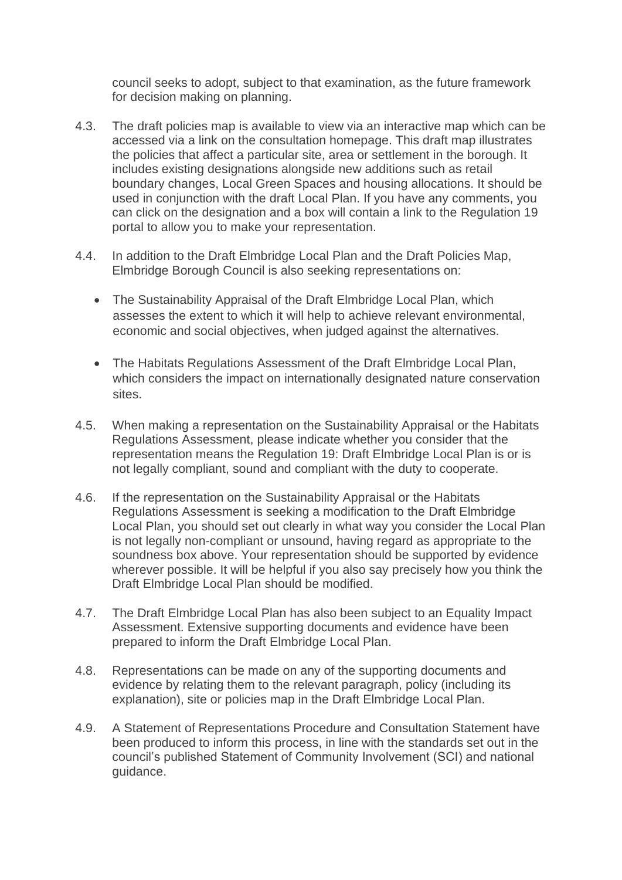council seeks to adopt, subject to that examination, as the future framework for decision making on planning.

4.3. The draft policies map is available to view via an interactive map which can be accessed via a link on the consultation homepage. This draft map illustrates the policies that affect a particular site, area or settlement in the borough. It includes existing designations alongside new additions such as retail boundary changes, Local Green Spaces and housing allocations. It should be used in conjunction with the draft Local Plan. If you have any comments, you can click on the designation and a box will contain a link to the Regulation 19 portal to allow you to make your representation.

4.4. In addition to the Draft Elmbridge Local Plan and the Draft Policies Map, Elmbridge Borough Council is also seeking representations on:

- The Sustainability Appraisal of the Draft Elmbridge Local Plan, which assesses the extent to which it will help to achieve relevant environmental, economic and social objectives, when judged against the alternatives.

- The Habitats Regulations Assessment of the Draft Elmbridge Local Plan, which considers the impact on internationally designated nature conservation sites.

4.5. When making a representation on the Sustainability Appraisal or the Habitats Regulations Assessment, please indicate whether you consider that the representation means the Regulation 19: Draft Elmbridge Local Plan is or is not legally compliant, sound and compliant with the duty to cooperate.

4.6. If the representation on the Sustainability Appraisal or the Habitats Regulations Assessment is seeking a modification to the Draft Elmbridge Local Plan, you should set out clearly in what way you consider the Local Plan is not legally non-compliant or unsound, having regard as appropriate to the soundness box above. Your representation should be supported by evidence wherever possible. It will be helpful if you also say precisely how you think the Draft Elmbridge Local Plan should be modified.

4.7. The Draft Elmbridge Local Plan has also been subject to an Equality Impact Assessment. Extensive supporting documents and evidence have been prepared to inform the Draft Elmbridge Local Plan.

4.8. Representations can be made on any of the supporting documents and evidence by relating them to the relevant paragraph, policy (including its explanation), site or policies map in the Draft Elmbridge Local Plan.

4.9. A Statement of Representations Procedure and Consultation Statement have been produced to inform this process, in line with the standards set out in the council's published Statement of Community Involvement (SCI) and national guidance.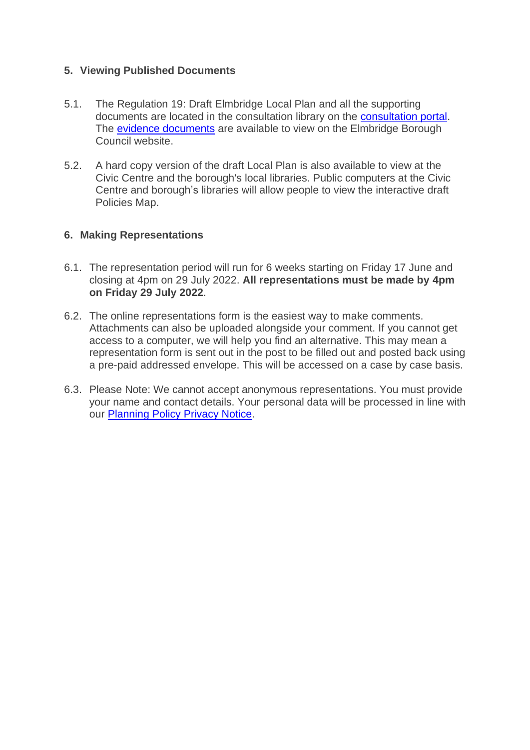## 5. Viewing Published Documents

5.1. The Regulation 19: Draft Elmbridge Local Plan and all the supporting documents are located in the consultation library on the consultation portal. The evidence documents are available to view on the Elmbridge Borough Council website.

5.2. A hard copy version of the draft Local Plan is also available to view at the Civic Centre and the borough's local libraries. Public computers at the Civic Centre and borough's libraries will allow people to view the interactive draft Policies Map.

## 6. Making Representations

6.1. The representation period will run for 6 weeks starting on Friday 17 June and closing at 4pm on 29 July 2022. **All representations must be made by 4pm on Friday 29 July 2022**.

6.2. The online representations form is the easiest way to make comments. Attachments can also be uploaded alongside your comment. If you cannot get access to a computer, we will help you find an alternative. This may mean a representation form is sent out in the post to be filled out and posted back using a pre-paid addressed envelope. This will be accessed on a case by case basis.

6.3. Please Note: We cannot accept anonymous representations. You must provide your name and contact details. Your personal data will be processed in line with our Planning Policy Privacy Notice.